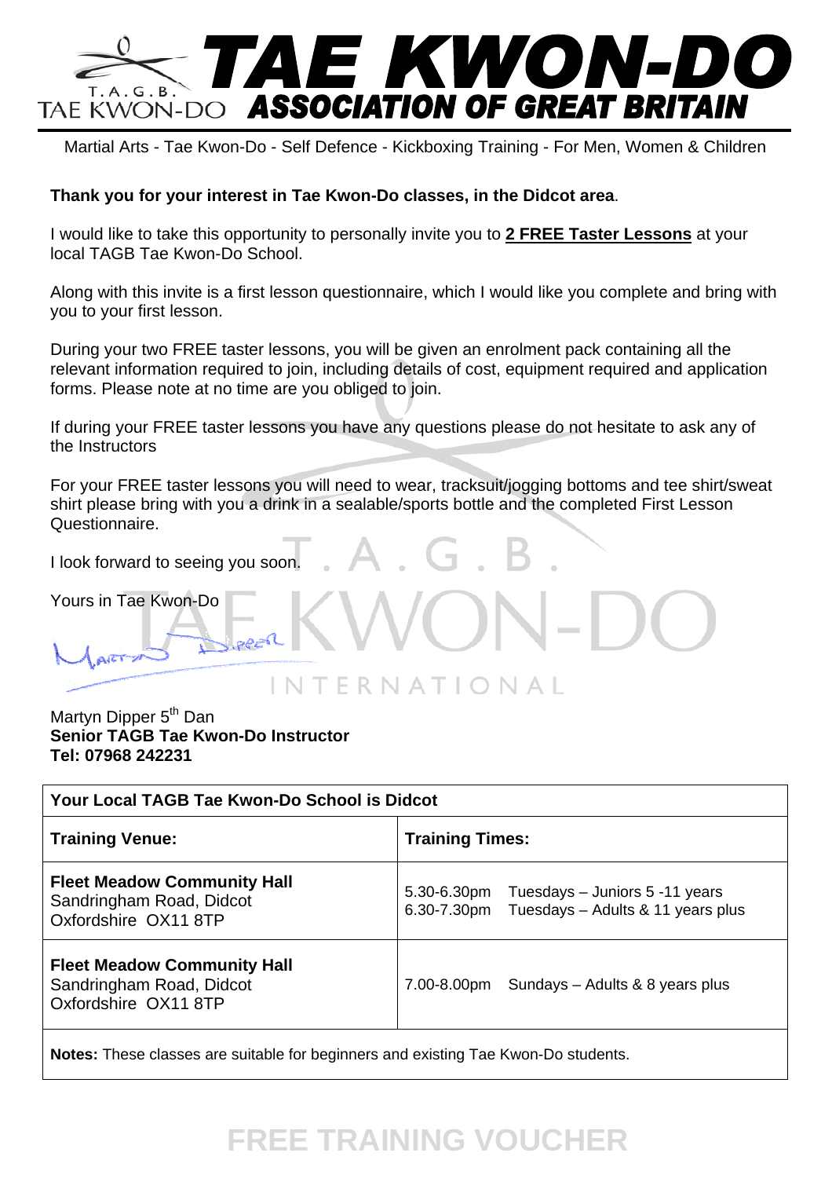# TAE KWON-DO ASSOCIATION OF GREAT BRITAIN

T.A.G.B. TAE KWON-DO

Martial Arts - Tae Kwon-Do - Self Defence - Kickboxing Training - For Men, Women & Children

**Thank you for your interest in Tae Kwon-Do classes, in the Didcot area**.

I would like to take this opportunity to personally invite you to **2 FREE Taster Lessons** at your local TAGB Tae Kwon-Do School.

Along with this invite is a first lesson questionnaire, which I would like you complete and bring with you to your first lesson.

During your two FREE taster lessons, you will be given an enrolment pack containing all the relevant information required to join, including details of cost, equipment required and application forms. Please note at no time are you obliged to join.

If during your FREE taster lessons you have any questions please do not hesitate to ask any of the Instructors

For your FREE taster lessons you will need to wear, tracksuit/jogging bottoms and tee shirt/sweat shirt please bring with you a drink in a sealable/sports bottle and the completed First Lesson Questionnaire.

I look forward to seeing you soon.

Yours in Tae Kwon-Do

Martyn Dipper 5th Dan
**Senior TAGB Tae Kwon-Do Instructor**
**Tel: 07968 242231**

| **Your Local TAGB Tae Kwon-Do School is Didcot** | |
|---|---|
| **Training Venue:** | **Training Times:** |
| **Fleet Meadow Community Hall** Sandringham Road, Didcot Oxfordshire OX11 8TP | 5.30-6.30pm Tuesdays – Juniors 5 -11 years<br>6.30-7.30pm Tuesdays – Adults & 11 years plus |
| **Fleet Meadow Community Hall** Sandringham Road, Didcot Oxfordshire OX11 8TP | 7.00-8.00pm Sundays – Adults & 8 years plus |
| **Notes:** These classes are suitable for beginners and existing Tae Kwon-Do students. | |

**FREE TRAINING VOUCHER**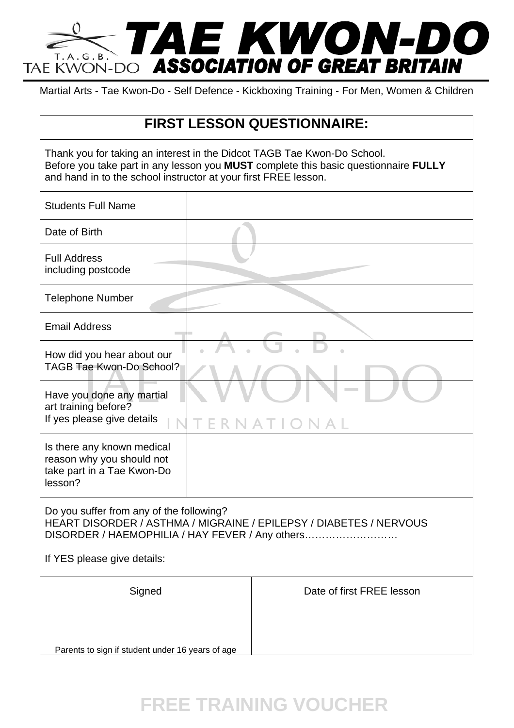# TAE KWON-DO

## ASSOCIATION OF GREAT BRITAIN

Martial Arts - Tae Kwon-Do - Self Defence - Kickboxing Training - For Men, Women & Children

| **FIRST LESSON QUESTIONNAIRE:** | |
|---|---|
| Thank you for taking an interest in the Didcot TAGB Tae Kwon-Do School. Before you take part in any lesson you **MUST** complete this basic questionnaire **FULLY** and hand in to the school instructor at your first FREE lesson. | |
| Students Full Name | |
| Date of Birth | |
| Full Address including postcode | |
| Telephone Number | |
| Email Address | |
| How did you hear about our TAGB Tae Kwon-Do School? | |
| Have you done any martial art training before? If yes please give details | |
| Is there any known medical reason why you should not take part in a Tae Kwon-Do lesson? | |
| Do you suffer from any of the following? HEART DISORDER / ASTHMA / MIGRAINE / EPILEPSY / DIABETES / NERVOUS DISORDER / HAEMOPHILIA / HAY FEVER / Any others………………………… If YES please give details: | |
| Signed<br><br>Parents to sign if student under 16 years of age | Date of first FREE lesson |

**FREE TRAINING VOUCHER**